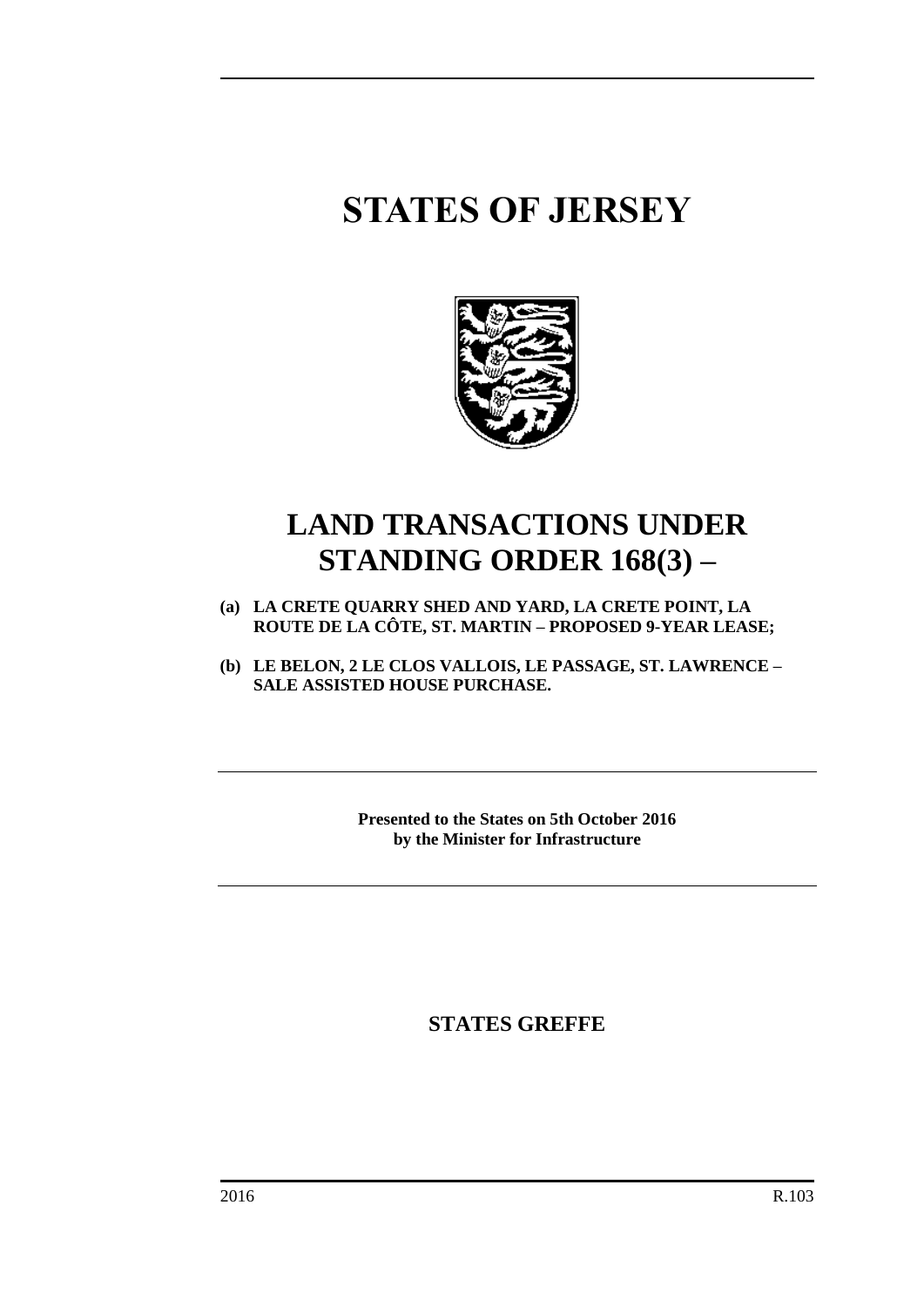# STATES OF JERSEY

# LAND TRANSACTIONS UNDER STANDING ORDER 168(3) –

**(a) LA CRETE QUARRY SHED AND YARD, LA CRETE POINT, LA ROUTE DE LA CÔTE, ST. MARTIN – PROPOSED 9-YEAR LEASE;**

**(b) LE BELON, 2 LE CLOS VALLOIS, LE PASSAGE, ST. LAWRENCE – SALE ASSISTED HOUSE PURCHASE.**

---

**Presented to the States on 5th October 2016**
**by the Minister for Infrastructure**

---

## STATES GREFFE

2016 R.103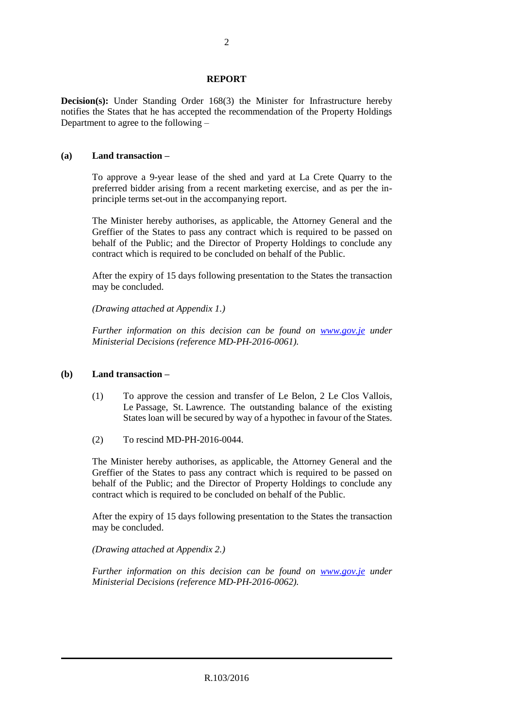## REPORT

**Decision(s):** Under Standing Order 168(3) the Minister for Infrastructure hereby notifies the States that he has accepted the recommendation of the Property Holdings Department to agree to the following –

**(a) Land transaction –**

To approve a 9-year lease of the shed and yard at La Crete Quarry to the preferred bidder arising from a recent marketing exercise, and as per the in-principle terms set-out in the accompanying report.

The Minister hereby authorises, as applicable, the Attorney General and the Greffier of the States to pass any contract which is required to be passed on behalf of the Public; and the Director of Property Holdings to conclude any contract which is required to be concluded on behalf of the Public.

After the expiry of 15 days following presentation to the States the transaction may be concluded.

*(Drawing attached at Appendix 1.)*

*Further information on this decision can be found on [www.gov.je](http://www.gov.je) under Ministerial Decisions (reference MD-PH-2016-0061).*

**(b) Land transaction –**

(1) To approve the cession and transfer of Le Belon, 2 Le Clos Vallois, Le Passage, St. Lawrence. The outstanding balance of the existing States loan will be secured by way of a hypothec in favour of the States.

(2) To rescind MD-PH-2016-0044.

The Minister hereby authorises, as applicable, the Attorney General and the Greffier of the States to pass any contract which is required to be passed on behalf of the Public; and the Director of Property Holdings to conclude any contract which is required to be concluded on behalf of the Public.

After the expiry of 15 days following presentation to the States the transaction may be concluded.

*(Drawing attached at Appendix 2.)*

*Further information on this decision can be found on [www.gov.je](http://www.gov.je) under Ministerial Decisions (reference MD-PH-2016-0062).*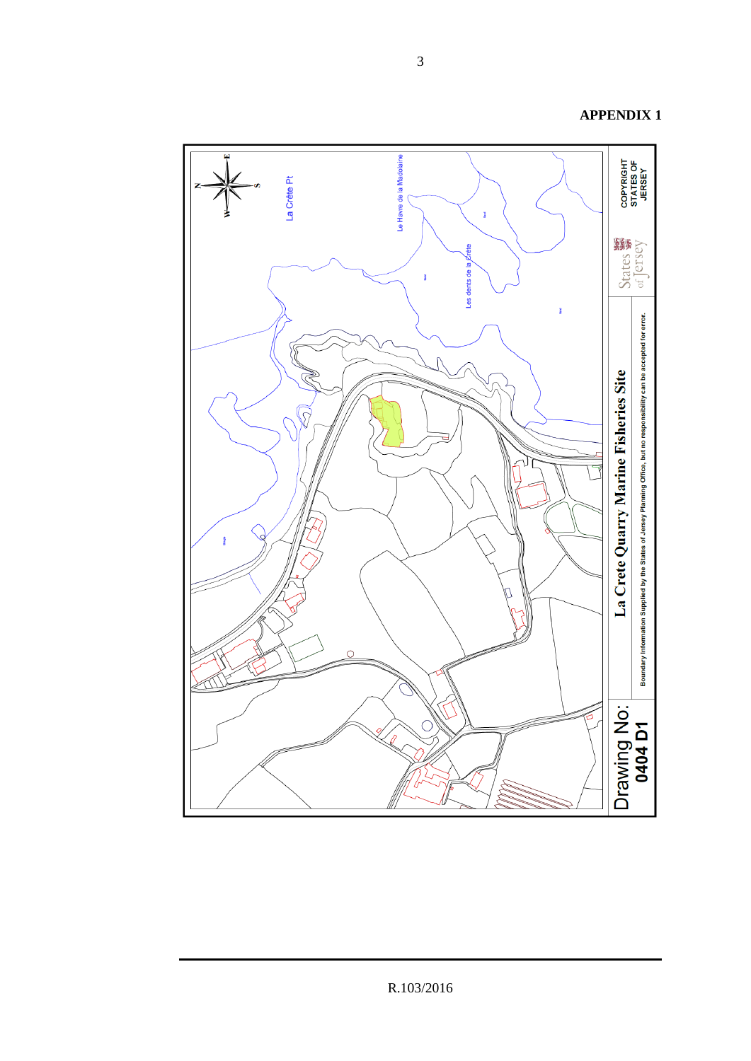**APPENDIX 1**

La Crête Pt

Le Havre de la Madelaine

Les dents de la Crête

La Crete Quarry Marine Fisheries Site

Boundary Information Supplied by the States of Jersey Planning Office, but no responsibility can be accepted for error.

Drawing No:
**0404 D1**

States of Jersey

COPYRIGHT STATES OF JERSEY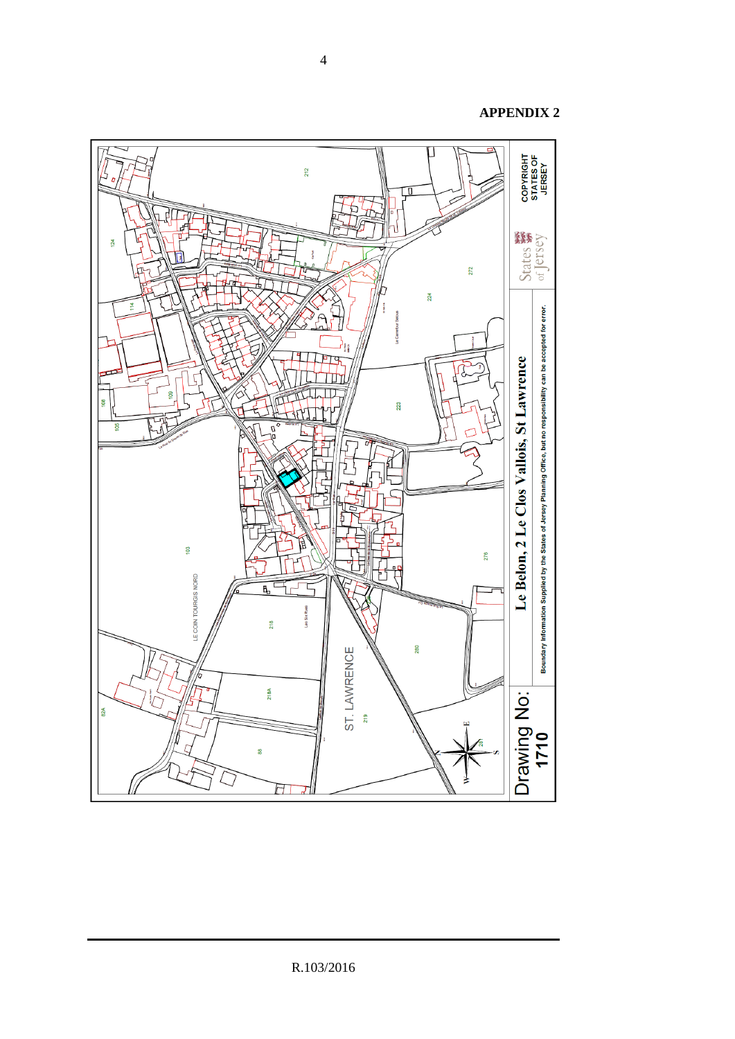**APPENDIX 2**

Le Belon, 2 Le Clos Vallois, St Lawrence

Boundary Information Supplied by the States of Jersey Planning Office, but no responsibility can be accepted for error.

Drawing No: 1710

COPYRIGHT STATES OF JERSEY

ST. LAWRENCE

LE COIN TOURGIS NORD